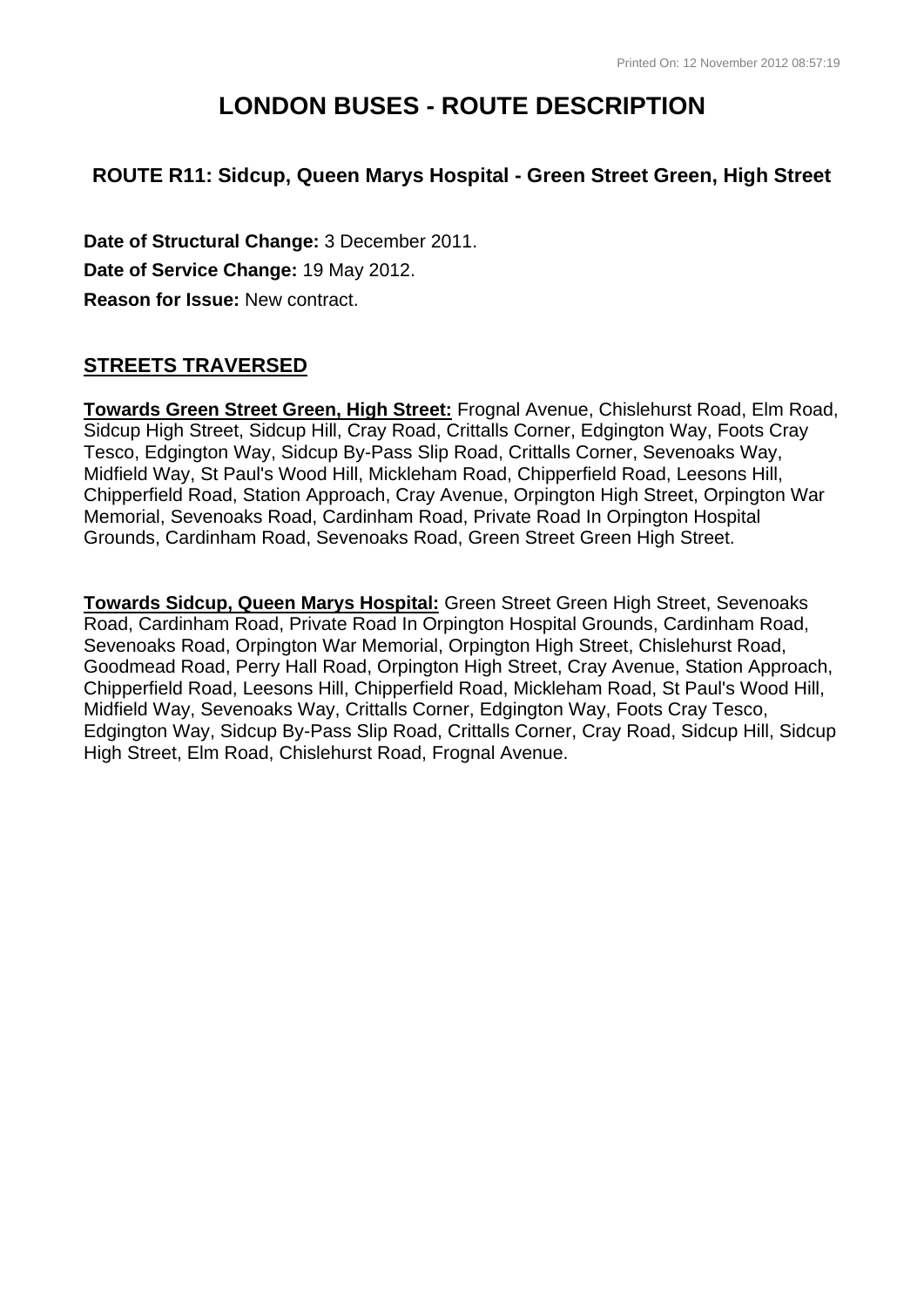# LONDON BUSES - ROUTE DESCRIPTION

### ROUTE R11: Sidcup, Queen Marys Hospital - Green Street Green, High Street

**Date of Structural Change:** 3 December 2011.

**Date of Service Change:** 19 May 2012.

**Reason for Issue:** New contract.

## STREETS TRAVERSED

**Towards Green Street Green, High Street:** Frognal Avenue, Chislehurst Road, Elm Road, Sidcup High Street, Sidcup Hill, Cray Road, Crittalls Corner, Edgington Way, Foots Cray Tesco, Edgington Way, Sidcup By-Pass Slip Road, Crittalls Corner, Sevenoaks Way, Midfield Way, St Paul's Wood Hill, Mickleham Road, Chipperfield Road, Leesons Hill, Chipperfield Road, Station Approach, Cray Avenue, Orpington High Street, Orpington War Memorial, Sevenoaks Road, Cardinham Road, Private Road In Orpington Hospital Grounds, Cardinham Road, Sevenoaks Road, Green Street Green High Street.

**Towards Sidcup, Queen Marys Hospital:** Green Street Green High Street, Sevenoaks Road, Cardinham Road, Private Road In Orpington Hospital Grounds, Cardinham Road, Sevenoaks Road, Orpington War Memorial, Orpington High Street, Chislehurst Road, Goodmead Road, Perry Hall Road, Orpington High Street, Cray Avenue, Station Approach, Chipperfield Road, Leesons Hill, Chipperfield Road, Mickleham Road, St Paul's Wood Hill, Midfield Way, Sevenoaks Way, Crittalls Corner, Edgington Way, Foots Cray Tesco, Edgington Way, Sidcup By-Pass Slip Road, Crittalls Corner, Cray Road, Sidcup Hill, Sidcup High Street, Elm Road, Chislehurst Road, Frognal Avenue.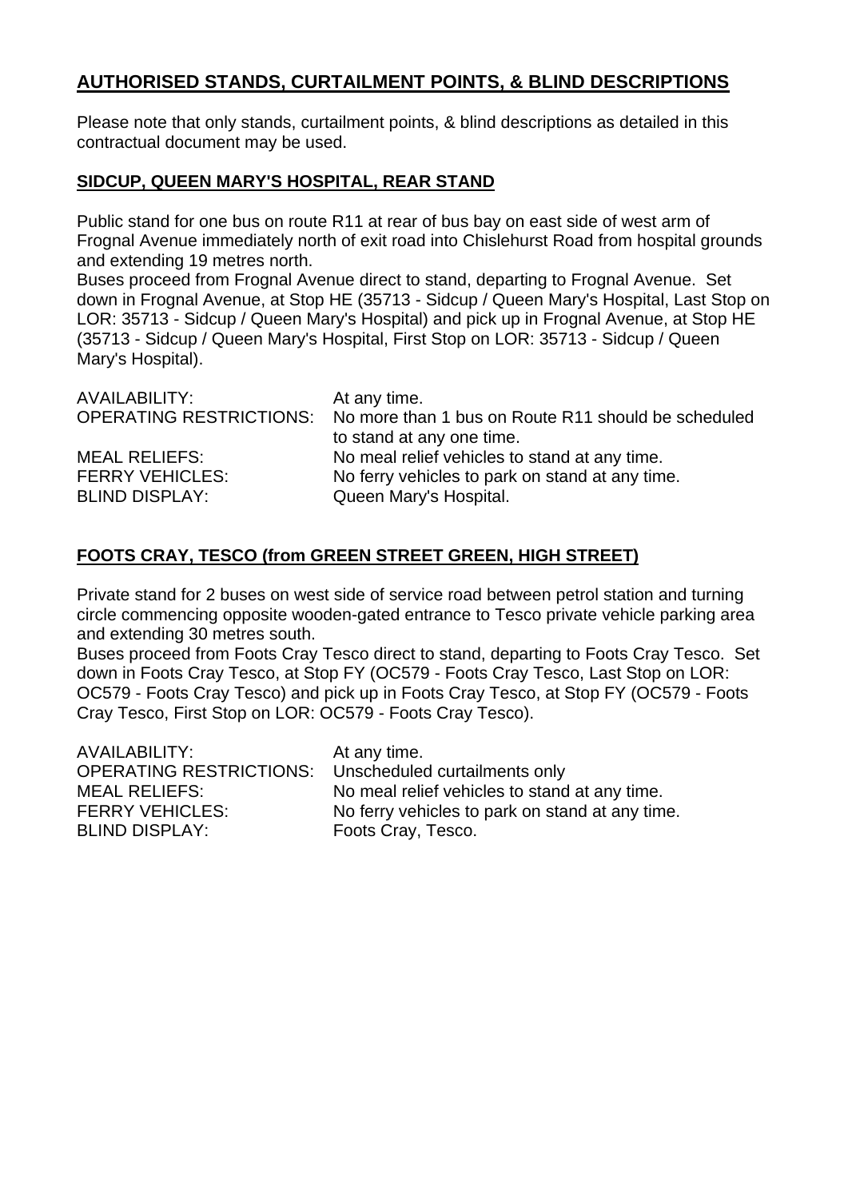## AUTHORISED STANDS, CURTAILMENT POINTS, & BLIND DESCRIPTIONS

Please note that only stands, curtailment points, & blind descriptions as detailed in this contractual document may be used.

### SIDCUP, QUEEN MARY'S HOSPITAL, REAR STAND

Public stand for one bus on route R11 at rear of bus bay on east side of west arm of Frognal Avenue immediately north of exit road into Chislehurst Road from hospital grounds and extending 19 metres north.
Buses proceed from Frognal Avenue direct to stand, departing to Frognal Avenue. Set down in Frognal Avenue, at Stop HE (35713 - Sidcup / Queen Mary's Hospital, Last Stop on LOR: 35713 - Sidcup / Queen Mary's Hospital) and pick up in Frognal Avenue, at Stop HE (35713 - Sidcup / Queen Mary's Hospital, First Stop on LOR: 35713 - Sidcup / Queen Mary's Hospital).

| | |
|---|---|
| AVAILABILITY: | At any time. |
| OPERATING RESTRICTIONS: | No more than 1 bus on Route R11 should be scheduled to stand at any one time. |
| MEAL RELIEFS: | No meal relief vehicles to stand at any time. |
| FERRY VEHICLES: | No ferry vehicles to park on stand at any time. |
| BLIND DISPLAY: | Queen Mary's Hospital. |

### FOOTS CRAY, TESCO (from GREEN STREET GREEN, HIGH STREET)

Private stand for 2 buses on west side of service road between petrol station and turning circle commencing opposite wooden-gated entrance to Tesco private vehicle parking area and extending 30 metres south.
Buses proceed from Foots Cray Tesco direct to stand, departing to Foots Cray Tesco. Set down in Foots Cray Tesco, at Stop FY (OC579 - Foots Cray Tesco, Last Stop on LOR: OC579 - Foots Cray Tesco) and pick up in Foots Cray Tesco, at Stop FY (OC579 - Foots Cray Tesco, First Stop on LOR: OC579 - Foots Cray Tesco).

| | |
|---|---|
| AVAILABILITY: | At any time. |
| OPERATING RESTRICTIONS: | Unscheduled curtailments only |
| MEAL RELIEFS: | No meal relief vehicles to stand at any time. |
| FERRY VEHICLES: | No ferry vehicles to park on stand at any time. |
| BLIND DISPLAY: | Foots Cray, Tesco. |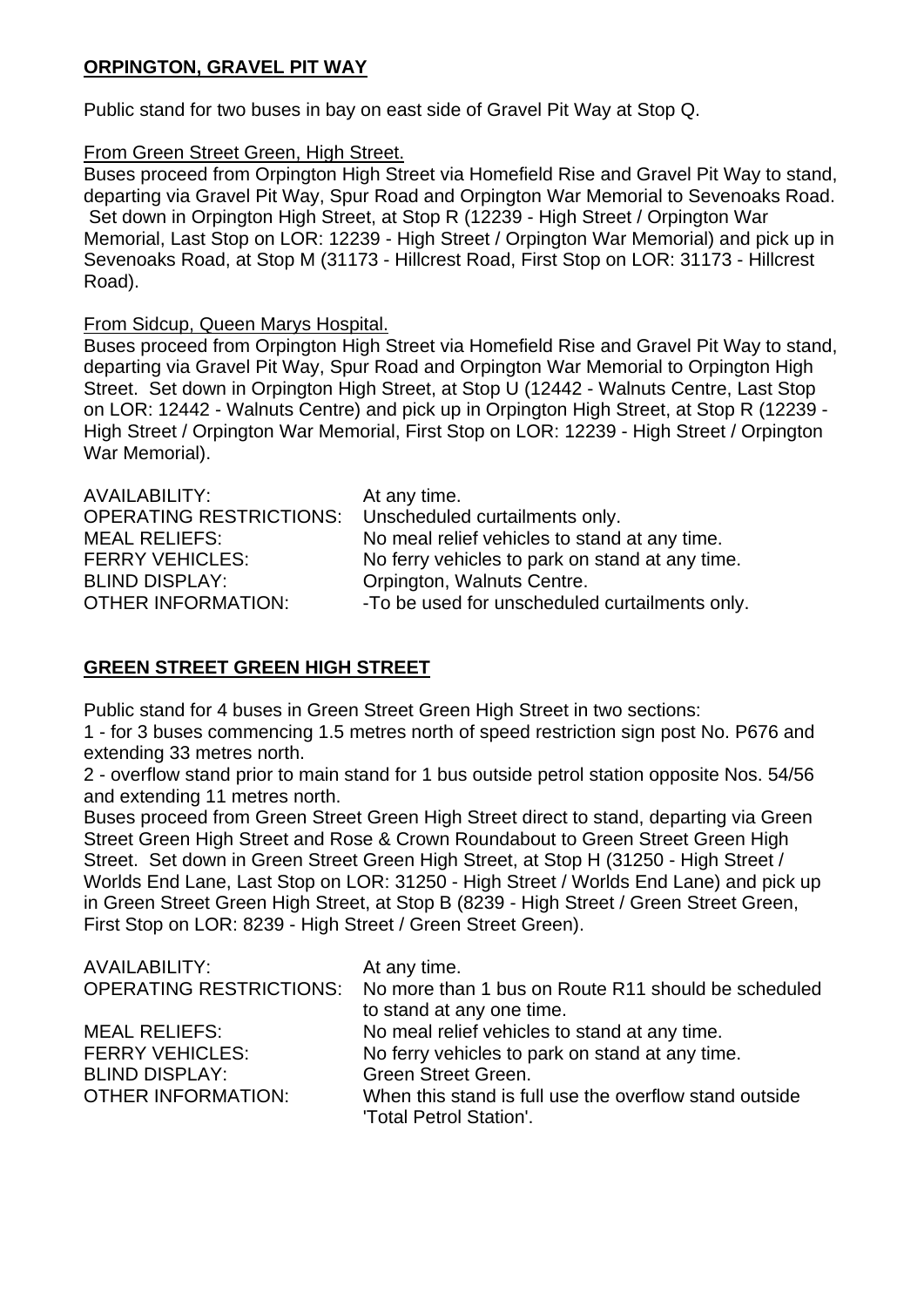**ORPINGTON, GRAVEL PIT WAY**

Public stand for two buses in bay on east side of Gravel Pit Way at Stop Q.

From Green Street Green, High Street.

Buses proceed from Orpington High Street via Homefield Rise and Gravel Pit Way to stand, departing via Gravel Pit Way, Spur Road and Orpington War Memorial to Sevenoaks Road. Set down in Orpington High Street, at Stop R (12239 - High Street / Orpington War Memorial, Last Stop on LOR: 12239 - High Street / Orpington War Memorial) and pick up in Sevenoaks Road, at Stop M (31173 - Hillcrest Road, First Stop on LOR: 31173 - Hillcrest Road).

From Sidcup, Queen Marys Hospital.

Buses proceed from Orpington High Street via Homefield Rise and Gravel Pit Way to stand, departing via Gravel Pit Way, Spur Road and Orpington War Memorial to Orpington High Street. Set down in Orpington High Street, at Stop U (12442 - Walnuts Centre, Last Stop on LOR: 12442 - Walnuts Centre) and pick up in Orpington High Street, at Stop R (12239 - High Street / Orpington War Memorial, First Stop on LOR: 12239 - High Street / Orpington War Memorial).

| | |
|---|---|
| AVAILABILITY: | At any time. |
| OPERATING RESTRICTIONS: | Unscheduled curtailments only. |
| MEAL RELIEFS: | No meal relief vehicles to stand at any time. |
| FERRY VEHICLES: | No ferry vehicles to park on stand at any time. |
| BLIND DISPLAY: | Orpington, Walnuts Centre. |
| OTHER INFORMATION: | -To be used for unscheduled curtailments only. |

**GREEN STREET GREEN HIGH STREET**

Public stand for 4 buses in Green Street Green High Street in two sections:

1 - for 3 buses commencing 1.5 metres north of speed restriction sign post No. P676 and extending 33 metres north.

2 - overflow stand prior to main stand for 1 bus outside petrol station opposite Nos. 54/56 and extending 11 metres north.

Buses proceed from Green Street Green High Street direct to stand, departing via Green Street Green High Street and Rose & Crown Roundabout to Green Street Green High Street. Set down in Green Street Green High Street, at Stop H (31250 - High Street / Worlds End Lane, Last Stop on LOR: 31250 - High Street / Worlds End Lane) and pick up in Green Street Green High Street, at Stop B (8239 - High Street / Green Street Green, First Stop on LOR: 8239 - High Street / Green Street Green).

| | |
|---|---|
| AVAILABILITY: | At any time. |
| OPERATING RESTRICTIONS: | No more than 1 bus on Route R11 should be scheduled to stand at any one time. |
| MEAL RELIEFS: | No meal relief vehicles to stand at any time. |
| FERRY VEHICLES: | No ferry vehicles to park on stand at any time. |
| BLIND DISPLAY: | Green Street Green. |
| OTHER INFORMATION: | When this stand is full use the overflow stand outside 'Total Petrol Station'. |